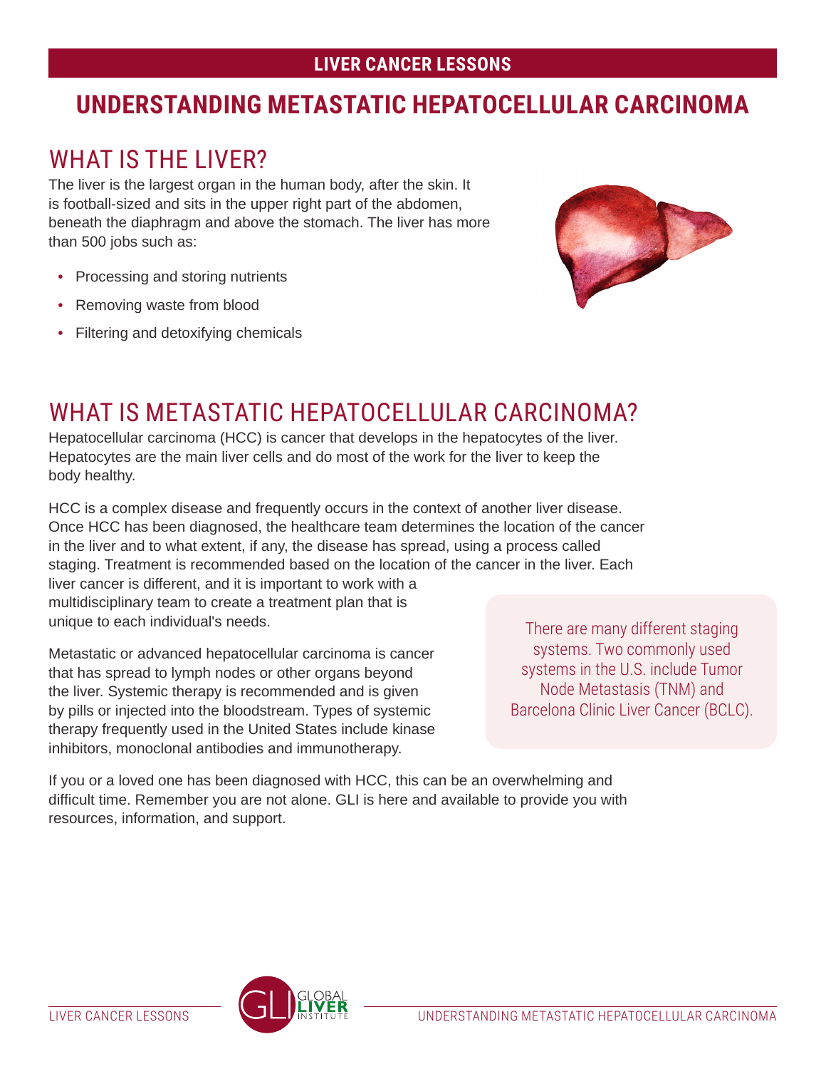LIVER CANCER LESSONS

# UNDERSTANDING METASTATIC HEPATOCELLULAR CARCINOMA

## WHAT IS THE LIVER?

The liver is the largest organ in the human body, after the skin. It is football-sized and sits in the upper right part of the abdomen, beneath the diaphragm and above the stomach. The liver has more than 500 jobs such as:

- Processing and storing nutrients
- Removing waste from blood
- Filtering and detoxifying chemicals

## WHAT IS METASTATIC HEPATOCELLULAR CARCINOMA?

Hepatocellular carcinoma (HCC) is cancer that develops in the hepatocytes of the liver. Hepatocytes are the main liver cells and do most of the work for the liver to keep the body healthy.

HCC is a complex disease and frequently occurs in the context of another liver disease. Once HCC has been diagnosed, the healthcare team determines the location of the cancer in the liver and to what extent, if any, the disease has spread, using a process called staging. Treatment is recommended based on the location of the cancer in the liver. Each liver cancer is different, and it is important to work with a multidisciplinary team to create a treatment plan that is unique to each individual's needs.

Metastatic or advanced hepatocellular carcinoma is cancer that has spread to lymph nodes or other organs beyond the liver. Systemic therapy is recommended and is given by pills or injected into the bloodstream. Types of systemic therapy frequently used in the United States include kinase inhibitors, monoclonal antibodies and immunotherapy.

> There are many different staging systems. Two commonly used systems in the U.S. include Tumor Node Metastasis (TNM) and Barcelona Clinic Liver Cancer (BCLC).

If you or a loved one has been diagnosed with HCC, this can be an overwhelming and difficult time. Remember you are not alone. GLI is here and available to provide you with resources, information, and support.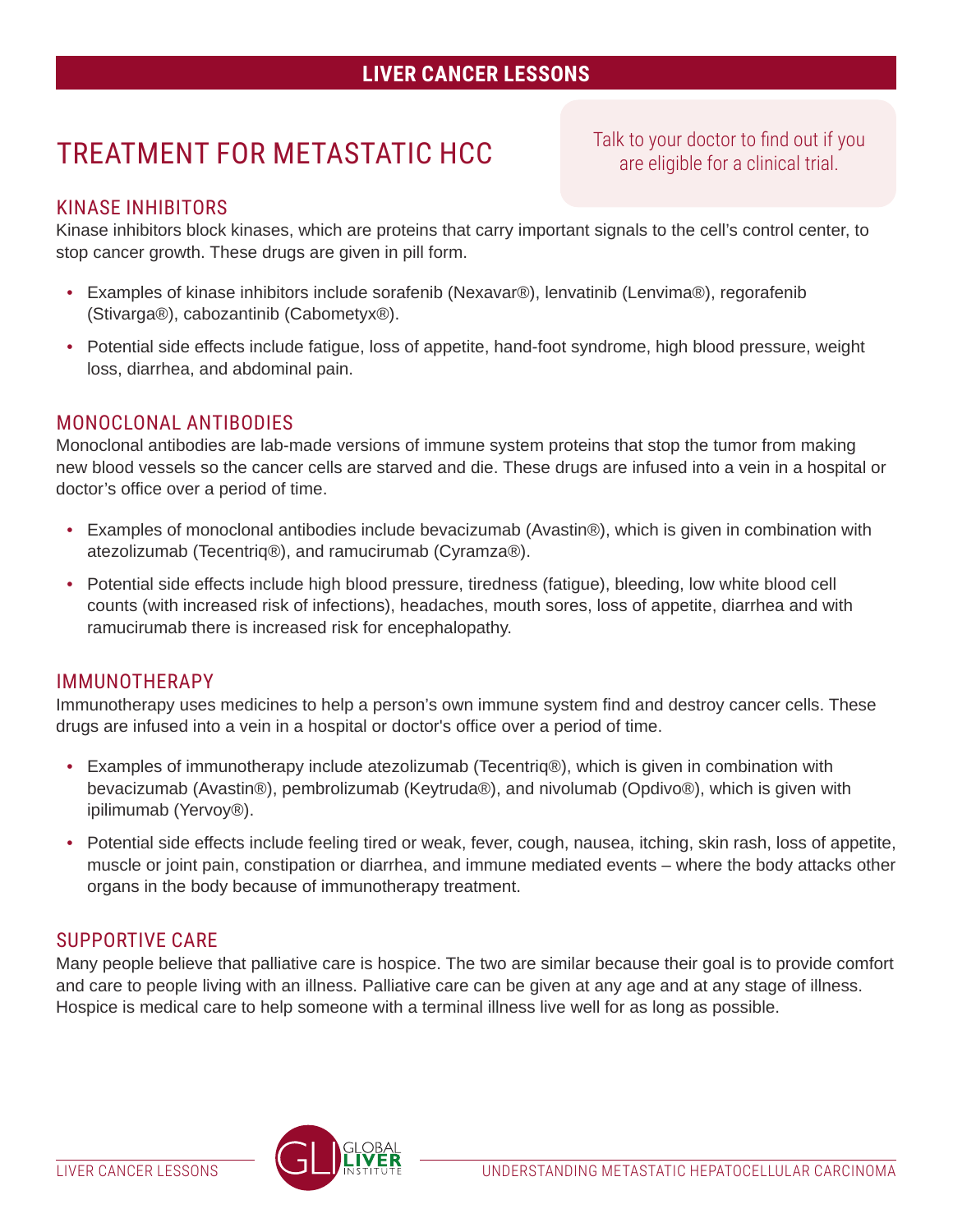# TREATMENT FOR METASTATIC HCC

Talk to your doctor to find out if you are eligible for a clinical trial.

## KINASE INHIBITORS

Kinase inhibitors block kinases, which are proteins that carry important signals to the cell's control center, to stop cancer growth. These drugs are given in pill form.

- Examples of kinase inhibitors include sorafenib (Nexavar®), lenvatinib (Lenvima®), regorafenib (Stivarga®), cabozantinib (Cabometyx®).
- Potential side effects include fatigue, loss of appetite, hand-foot syndrome, high blood pressure, weight loss, diarrhea, and abdominal pain.

## MONOCLONAL ANTIBODIES

Monoclonal antibodies are lab-made versions of immune system proteins that stop the tumor from making new blood vessels so the cancer cells are starved and die. These drugs are infused into a vein in a hospital or doctor's office over a period of time.

- Examples of monoclonal antibodies include bevacizumab (Avastin®), which is given in combination with atezolizumab (Tecentriq®), and ramucirumab (Cyramza®).
- Potential side effects include high blood pressure, tiredness (fatigue), bleeding, low white blood cell counts (with increased risk of infections), headaches, mouth sores, loss of appetite, diarrhea and with ramucirumab there is increased risk for encephalopathy.

## IMMUNOTHERAPY

Immunotherapy uses medicines to help a person's own immune system find and destroy cancer cells. These drugs are infused into a vein in a hospital or doctor's office over a period of time.

- Examples of immunotherapy include atezolizumab (Tecentriq®), which is given in combination with bevacizumab (Avastin®), pembrolizumab (Keytruda®), and nivolumab (Opdivo®), which is given with ipilimumab (Yervoy®).
- Potential side effects include feeling tired or weak, fever, cough, nausea, itching, skin rash, loss of appetite, muscle or joint pain, constipation or diarrhea, and immune mediated events – where the body attacks other organs in the body because of immunotherapy treatment.

## SUPPORTIVE CARE

Many people believe that palliative care is hospice. The two are similar because their goal is to provide comfort and care to people living with an illness. Palliative care can be given at any age and at any stage of illness. Hospice is medical care to help someone with a terminal illness live well for as long as possible.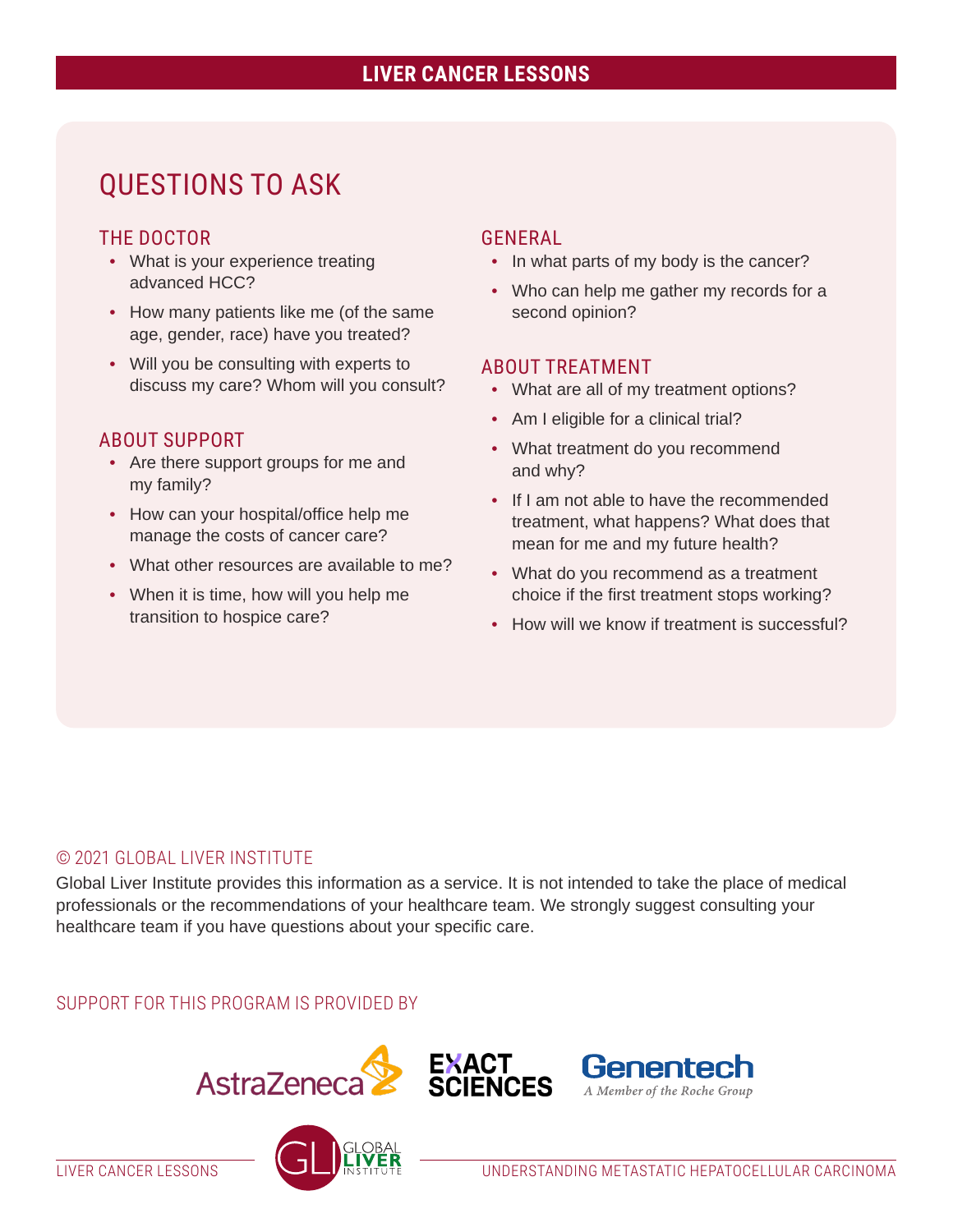# QUESTIONS TO ASK

## THE DOCTOR

- What is your experience treating advanced HCC?
- How many patients like me (of the same age, gender, race) have you treated?
- Will you be consulting with experts to discuss my care? Whom will you consult?

## ABOUT SUPPORT

- Are there support groups for me and my family?
- How can your hospital/office help me manage the costs of cancer care?
- What other resources are available to me?
- When it is time, how will you help me transition to hospice care?

## GENERAL

- In what parts of my body is the cancer?
- Who can help me gather my records for a second opinion?

## ABOUT TREATMENT

- What are all of my treatment options?
- Am I eligible for a clinical trial?
- What treatment do you recommend and why?
- If I am not able to have the recommended treatment, what happens? What does that mean for me and my future health?
- What do you recommend as a treatment choice if the first treatment stops working?
- How will we know if treatment is successful?

© 2021 GLOBAL LIVER INSTITUTE

Global Liver Institute provides this information as a service. It is not intended to take the place of medical professionals or the recommendations of your healthcare team. We strongly suggest consulting your healthcare team if you have questions about your specific care.

SUPPORT FOR THIS PROGRAM IS PROVIDED BY

AstraZeneca
EXACT SCIENCES
Genentech — A Member of the Roche Group